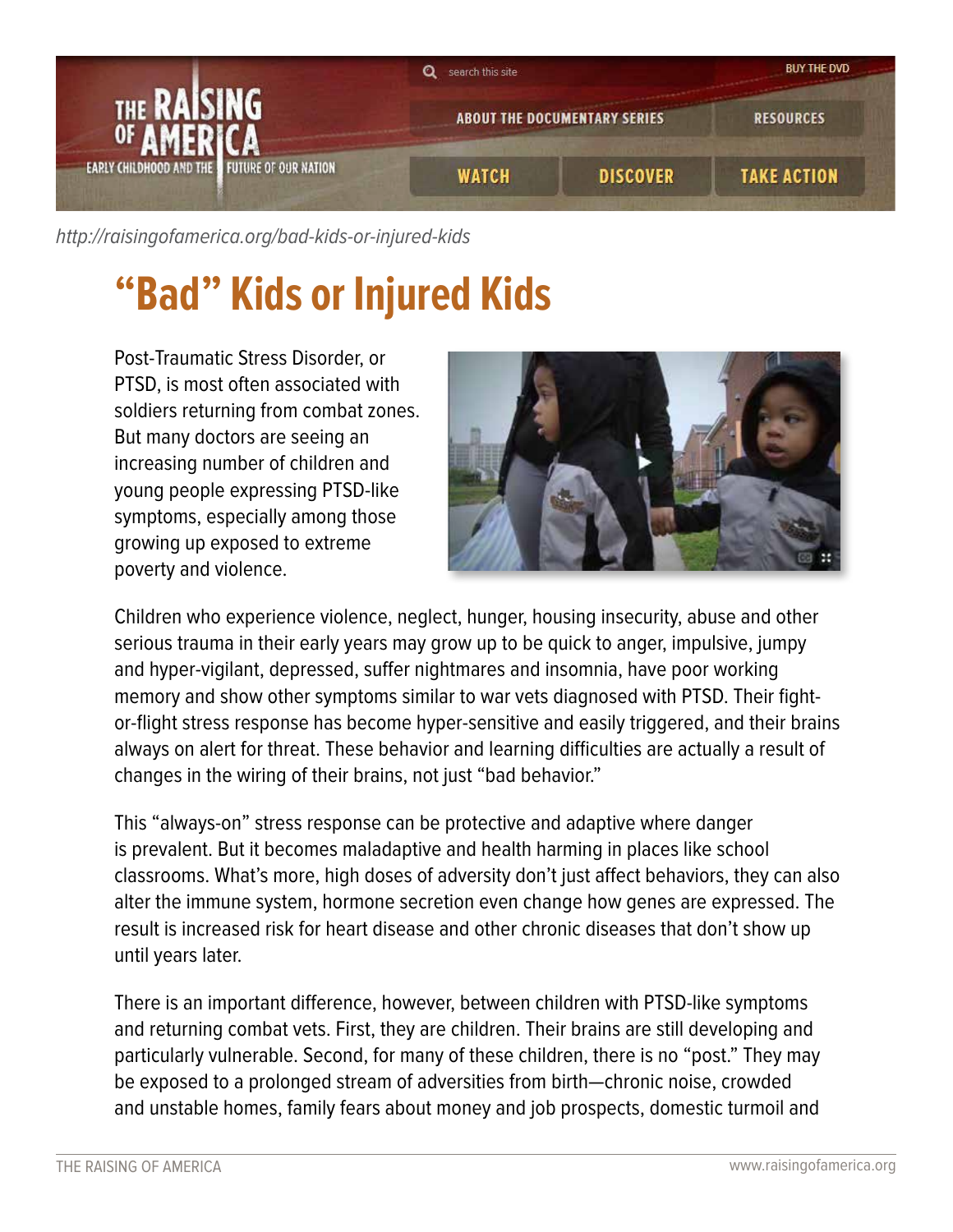http://raisingofamerica.org/bad-kids-or-injured-kids

# "Bad" Kids or Injured Kids

Post-Traumatic Stress Disorder, or PTSD, is most often associated with soldiers returning from combat zones. But many doctors are seeing an increasing number of children and young people expressing PTSD-like symptoms, especially among those growing up exposed to extreme poverty and violence.

Children who experience violence, neglect, hunger, housing insecurity, abuse and other serious trauma in their early years may grow up to be quick to anger, impulsive, jumpy and hyper-vigilant, depressed, suffer nightmares and insomnia, have poor working memory and show other symptoms similar to war vets diagnosed with PTSD. Their fight-or-flight stress response has become hyper-sensitive and easily triggered, and their brains always on alert for threat. These behavior and learning difficulties are actually a result of changes in the wiring of their brains, not just "bad behavior."

This "always-on" stress response can be protective and adaptive where danger is prevalent. But it becomes maladaptive and health harming in places like school classrooms. What's more, high doses of adversity don't just affect behaviors, they can also alter the immune system, hormone secretion even change how genes are expressed. The result is increased risk for heart disease and other chronic diseases that don't show up until years later.

There is an important difference, however, between children with PTSD-like symptoms and returning combat vets. First, they are children. Their brains are still developing and particularly vulnerable. Second, for many of these children, there is no "post." They may be exposed to a prolonged stream of adversities from birth—chronic noise, crowded and unstable homes, family fears about money and job prospects, domestic turmoil and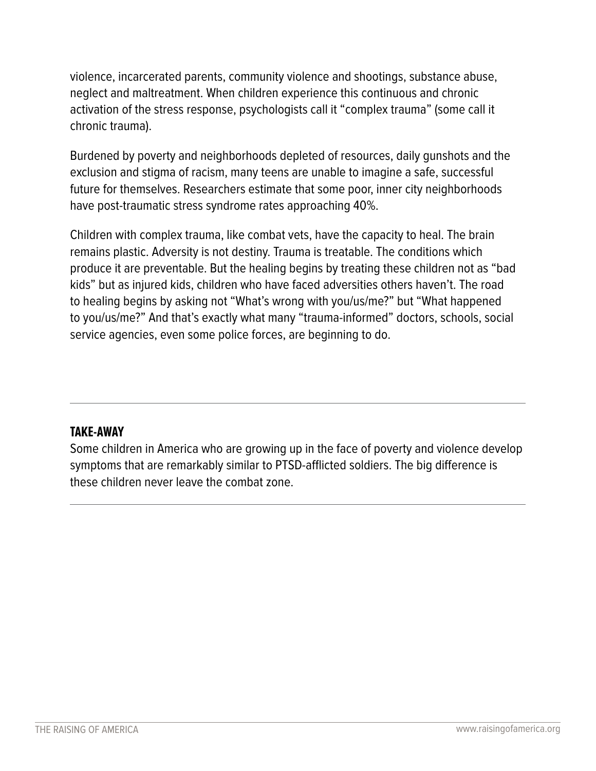violence, incarcerated parents, community violence and shootings, substance abuse, neglect and maltreatment. When children experience this continuous and chronic activation of the stress response, psychologists call it "complex trauma" (some call it chronic trauma).

Burdened by poverty and neighborhoods depleted of resources, daily gunshots and the exclusion and stigma of racism, many teens are unable to imagine a safe, successful future for themselves. Researchers estimate that some poor, inner city neighborhoods have post-traumatic stress syndrome rates approaching 40%.

Children with complex trauma, like combat vets, have the capacity to heal. The brain remains plastic. Adversity is not destiny. Trauma is treatable. The conditions which produce it are preventable. But the healing begins by treating these children not as "bad kids" but as injured kids, children who have faced adversities others haven't. The road to healing begins by asking not "What's wrong with you/us/me?" but "What happened to you/us/me?" And that's exactly what many "trauma-informed" doctors, schools, social service agencies, even some police forces, are beginning to do.

---

**TAKE-AWAY**

Some children in America who are growing up in the face of poverty and violence develop symptoms that are remarkably similar to PTSD-afflicted soldiers. The big difference is these children never leave the combat zone.

---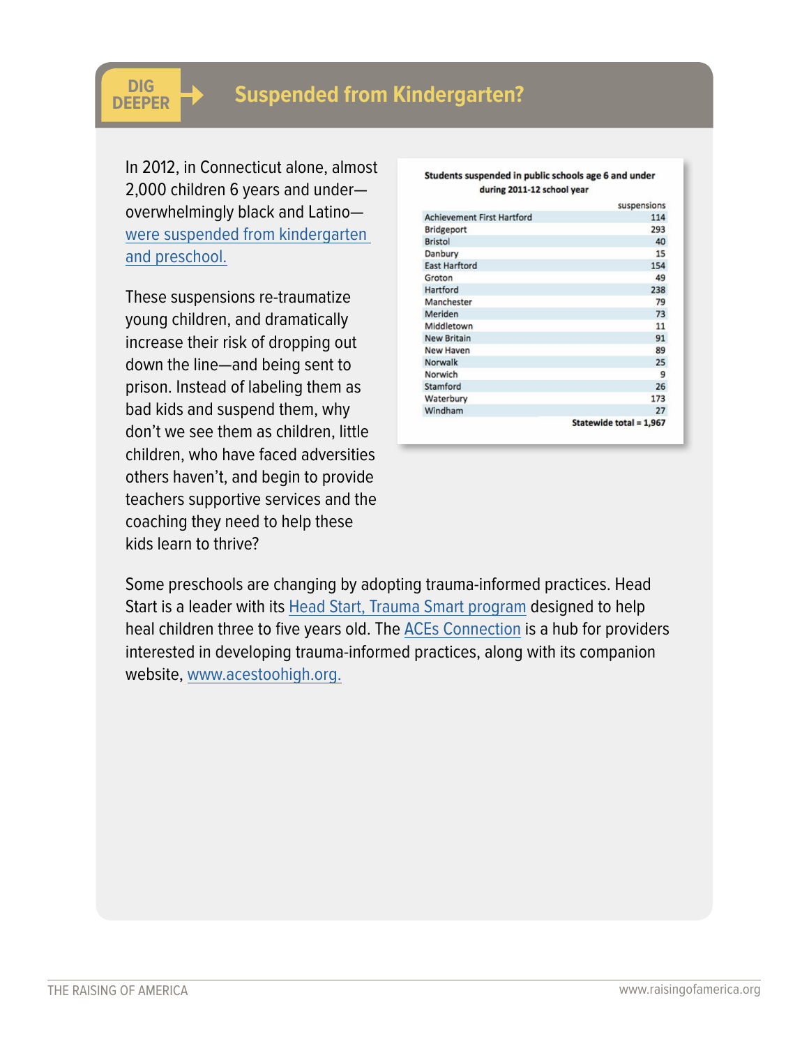## DIG DEEPER

## Suspended from Kindergarten?

In 2012, in Connecticut alone, almost 2,000 children 6 years and under—overwhelmingly black and Latino—were suspended from kindergarten and preschool.

These suspensions re-traumatize young children, and dramatically increase their risk of dropping out down the line—and being sent to prison. Instead of labeling them as bad kids and suspend them, why don't we see them as children, little children, who have faced adversities others haven't, and begin to provide teachers supportive services and the coaching they need to help these kids learn to thrive?

**Students suspended in public schools age 6 and under during 2011-12 school year**

| | suspensions |
|---|---|
| Achievement First Hartford | 114 |
| Bridgeport | 293 |
| Bristol | 40 |
| Danbury | 15 |
| East Harftord | 154 |
| Groton | 49 |
| Hartford | 238 |
| Manchester | 79 |
| Meriden | 73 |
| Middletown | 11 |
| New Britain | 91 |
| New Haven | 89 |
| Norwalk | 25 |
| Norwich | 9 |
| Stamford | 26 |
| Waterbury | 173 |
| Windham | 27 |
| | **Statewide total = 1,967** |

Some preschools are changing by adopting trauma-informed practices. Head Start is a leader with its Head Start, Trauma Smart program designed to help heal children three to five years old. The ACEs Connection is a hub for providers interested in developing trauma-informed practices, along with its companion website, www.acestoohigh.org.